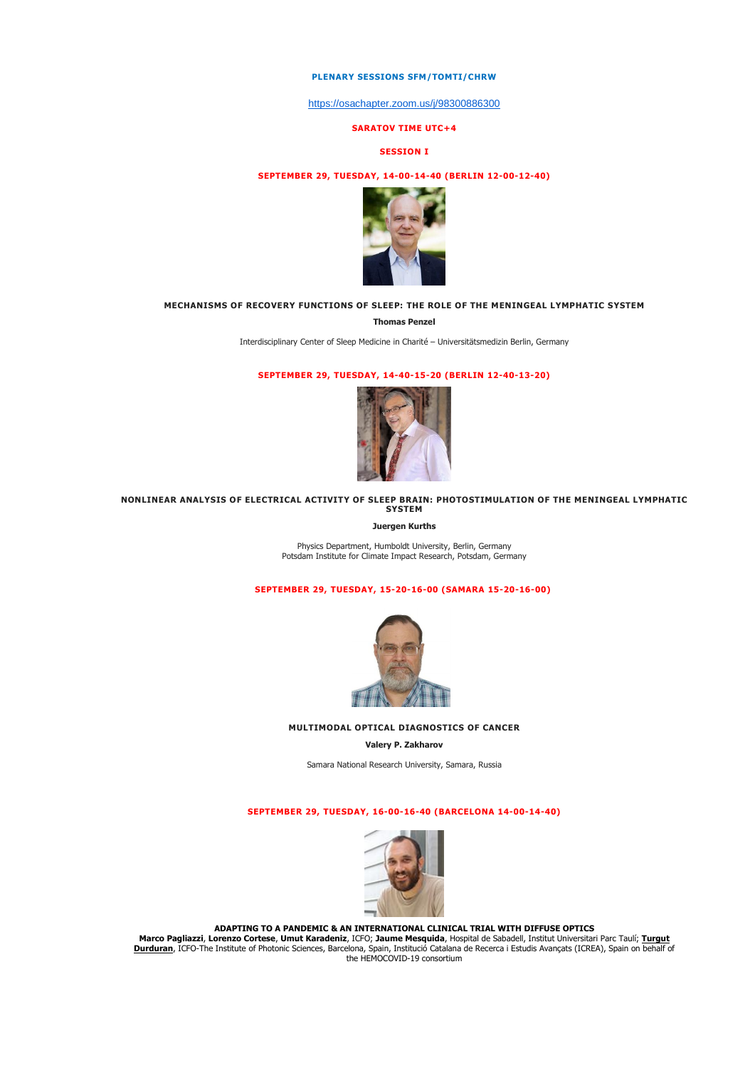**PLENARY SESSIONS SFM/TOMTI/CHRW**

https://osachapter.zoom.us/j/98300886300

**SARATOV TIME UTC+4**

**SESSION I**

**SEPTEMBER 29, TUESDAY, 14-00-14-40 (BERLIN 12-00-12-40)**

**MECHANISMS OF RECOVERY FUNCTIONS OF SLEEP: THE ROLE OF THE MENINGEAL LYMPHATIC SYSTEM**

**Thomas Penzel**

Interdisciplinary Center of Sleep Medicine in Charité – Universitätsmedizin Berlin, Germany

**SEPTEMBER 29, TUESDAY, 14-40-15-20 (BERLIN 12-40-13-20)**

**NONLINEAR ANALYSIS OF ELECTRICAL ACTIVITY OF SLEEP BRAIN: PHOTOSTIMULATION OF THE MENINGEAL LYMPHATIC SYSTEM**

**Juergen Kurths**

Physics Department, Humboldt University, Berlin, Germany
Potsdam Institute for Climate Impact Research, Potsdam, Germany

**SEPTEMBER 29, TUESDAY, 15-20-16-00 (SAMARA 15-20-16-00)**

**MULTIMODAL OPTICAL DIAGNOSTICS OF CANCER**

**Valery P. Zakharov**

Samara National Research University, Samara, Russia

**SEPTEMBER 29, TUESDAY, 16-00-16-40 (BARCELONA 14-00-14-40)**

**ADAPTING TO A PANDEMIC & AN INTERNATIONAL CLINICAL TRIAL WITH DIFFUSE OPTICS**

**Marco Pagliazzi**, **Lorenzo Cortese**, **Umut Karadeniz**, ICFO; **Jaume Mesquida**, Hospital de Sabadell, Institut Universitari Parc Taulí; **Turgut Durduran**, ICFO-The Institute of Photonic Sciences, Barcelona, Spain, Institució Catalana de Recerca i Estudis Avançats (ICREA), Spain on behalf of the HEMOCOVID-19 consortium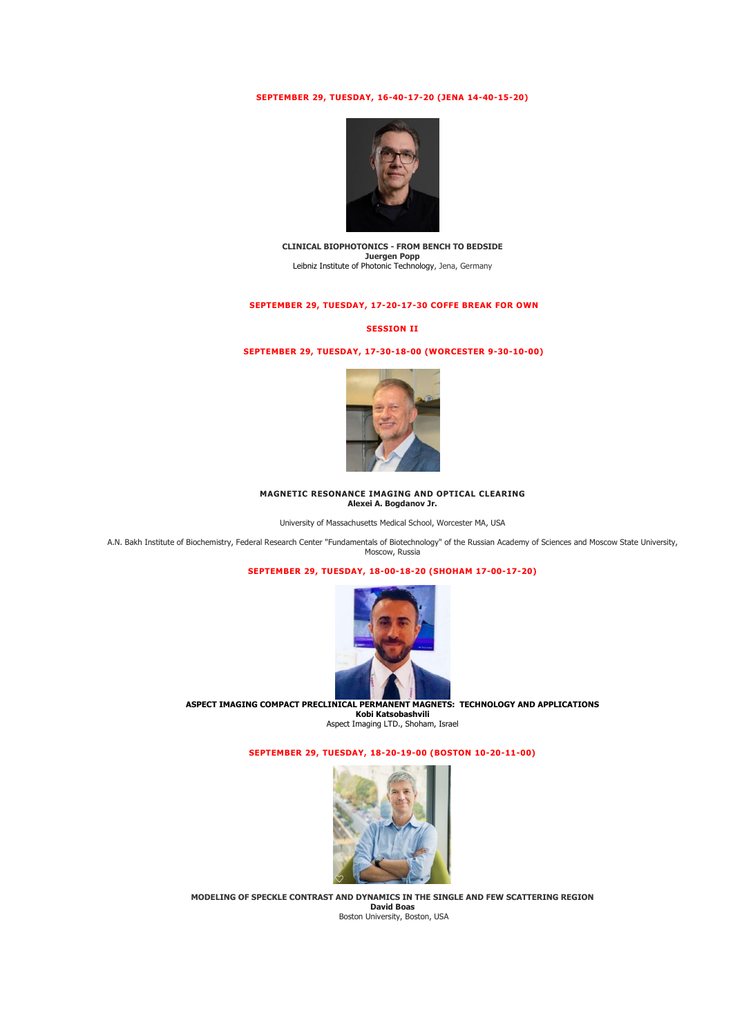**SEPTEMBER 29, TUESDAY, 16-40-17-20 (JENA 14-40-15-20)**

**CLINICAL BIOPHOTONICS - FROM BENCH TO BEDSIDE**
**Juergen Popp**
Leibniz Institute of Photonic Technology, Jena, Germany

**SEPTEMBER 29, TUESDAY, 17-20-17-30 COFFE BREAK FOR OWN**

## SESSION II

**SEPTEMBER 29, TUESDAY, 17-30-18-00 (WORCESTER 9-30-10-00)**

**MAGNETIC RESONANCE IMAGING AND OPTICAL CLEARING**
**Alexei A. Bogdanov Jr.**

University of Massachusetts Medical School, Worcester MA, USA

A.N. Bakh Institute of Biochemistry, Federal Research Center "Fundamentals of Biotechnology" of the Russian Academy of Sciences and Moscow State University, Moscow, Russia

**SEPTEMBER 29, TUESDAY, 18-00-18-20 (SHOHAM 17-00-17-20)**

**ASPECT IMAGING COMPACT PRECLINICAL PERMANENT MAGNETS: TECHNOLOGY AND APPLICATIONS**
**Kobi Katsobashvili**
Aspect Imaging LTD., Shoham, Israel

**SEPTEMBER 29, TUESDAY, 18-20-19-00 (BOSTON 10-20-11-00)**

**MODELING OF SPECKLE CONTRAST AND DYNAMICS IN THE SINGLE AND FEW SCATTERING REGION**
**David Boas**
Boston University, Boston, USA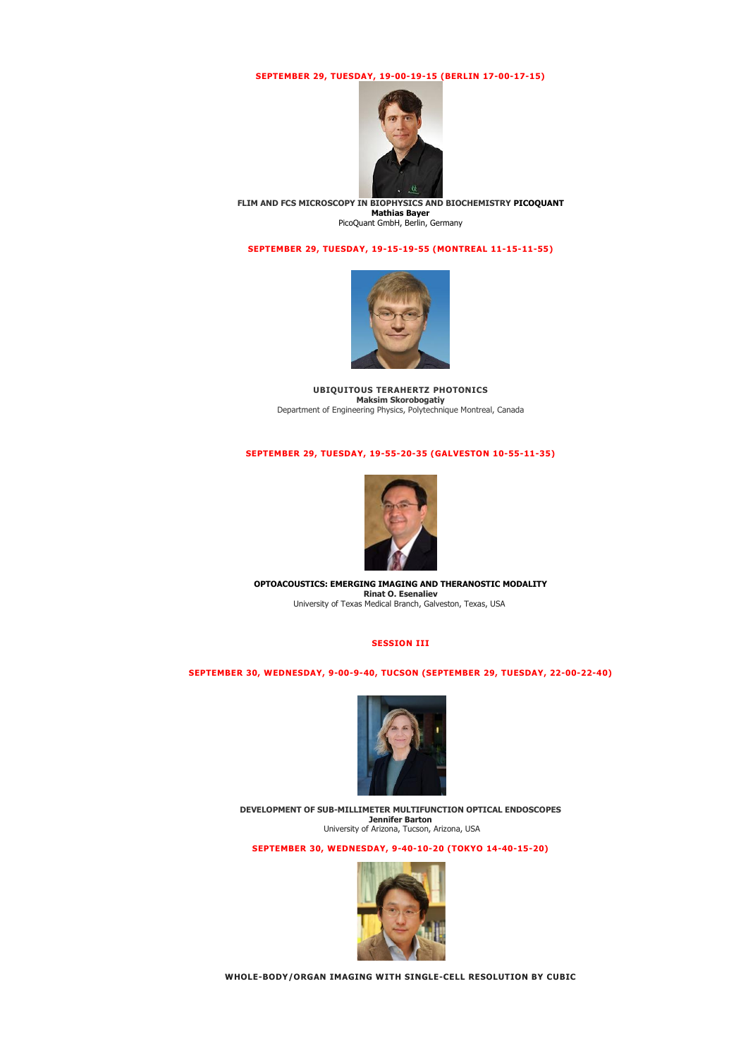**SEPTEMBER 29, TUESDAY, 19-00-19-15 (BERLIN 17-00-17-15)**

**FLIM AND FCS MICROSCOPY IN BIOPHYSICS AND BIOCHEMISTRY PICOQUANT**
**Mathias Bayer**
PicoQuant GmbH, Berlin, Germany

**SEPTEMBER 29, TUESDAY, 19-15-19-55 (MONTREAL 11-15-11-55)**

**UBIQUITOUS TERAHERTZ PHOTONICS**
**Maksim Skorobogatiy**
Department of Engineering Physics, Polytechnique Montreal, Canada

**SEPTEMBER 29, TUESDAY, 19-55-20-35 (GALVESTON 10-55-11-35)**

**OPTOACOUSTICS: EMERGING IMAGING AND THERANOSTIC MODALITY**
**Rinat O. Esenaliev**
University of Texas Medical Branch, Galveston, Texas, USA

## SESSION III

**SEPTEMBER 30, WEDNESDAY, 9-00-9-40, TUCSON (SEPTEMBER 29, TUESDAY, 22-00-22-40)**

**DEVELOPMENT OF SUB-MILLIMETER MULTIFUNCTION OPTICAL ENDOSCOPES**
**Jennifer Barton**
University of Arizona, Tucson, Arizona, USA

**SEPTEMBER 30, WEDNESDAY, 9-40-10-20 (TOKYO 14-40-15-20)**

**WHOLE-BODY/ORGAN IMAGING WITH SINGLE-CELL RESOLUTION BY CUBIC**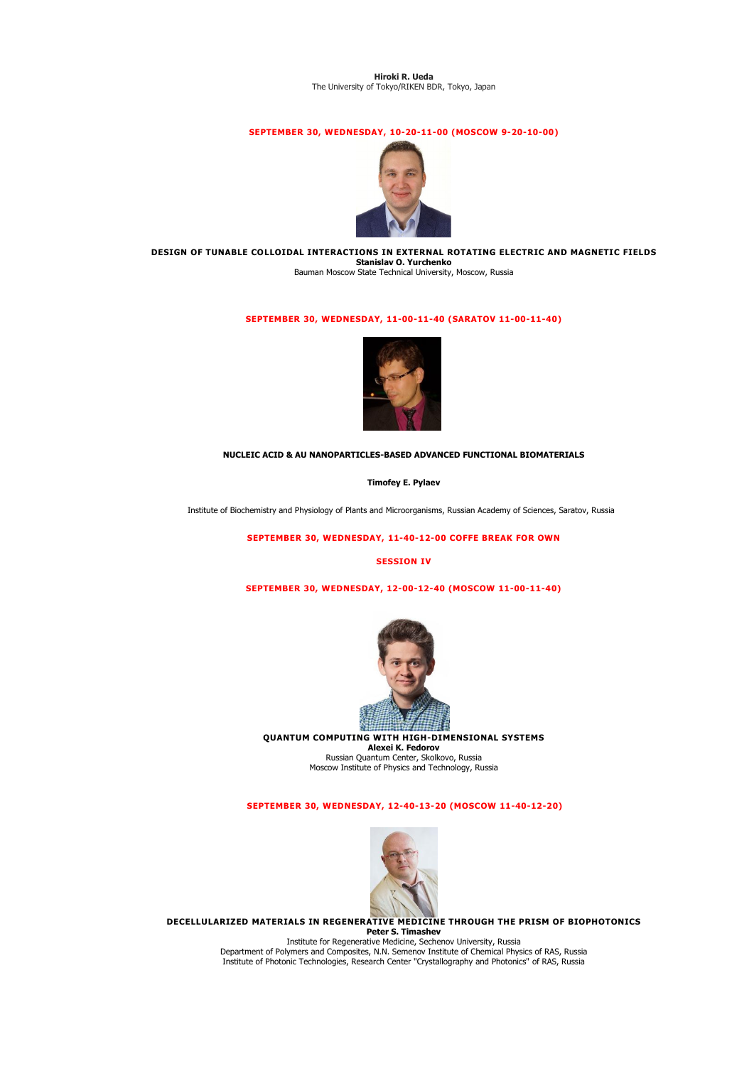**Hiroki R. Ueda**
The University of Tokyo/RIKEN BDR, Tokyo, Japan

**SEPTEMBER 30, WEDNESDAY, 10-20-11-00 (MOSCOW 9-20-10-00)**

**DESIGN OF TUNABLE COLLOIDAL INTERACTIONS IN EXTERNAL ROTATING ELECTRIC AND MAGNETIC FIELDS**
**Stanislav O. Yurchenko**
Bauman Moscow State Technical University, Moscow, Russia

**SEPTEMBER 30, WEDNESDAY, 11-00-11-40 (SARATOV 11-00-11-40)**

**NUCLEIC ACID & AU NANOPARTICLES-BASED ADVANCED FUNCTIONAL BIOMATERIALS**

**Timofey E. Pylaev**

Institute of Biochemistry and Physiology of Plants and Microorganisms, Russian Academy of Sciences, Saratov, Russia

**SEPTEMBER 30, WEDNESDAY, 11-40-12-00 COFFE BREAK FOR OWN**

**SESSION IV**

**SEPTEMBER 30, WEDNESDAY, 12-00-12-40 (MOSCOW 11-00-11-40)**

**QUANTUM COMPUTING WITH HIGH-DIMENSIONAL SYSTEMS**
**Alexei K. Fedorov**
Russian Quantum Center, Skolkovo, Russia
Moscow Institute of Physics and Technology, Russia

**SEPTEMBER 30, WEDNESDAY, 12-40-13-20 (MOSCOW 11-40-12-20)**

**DECELLULARIZED MATERIALS IN REGENERATIVE MEDICINE THROUGH THE PRISM OF BIOPHOTONICS**
**Peter S. Timashev**
Institute for Regenerative Medicine, Sechenov University, Russia
Department of Polymers and Composites, N.N. Semenov Institute of Chemical Physics of RAS, Russia
Institute of Photonic Technologies, Research Center "Crystallography and Photonics" of RAS, Russia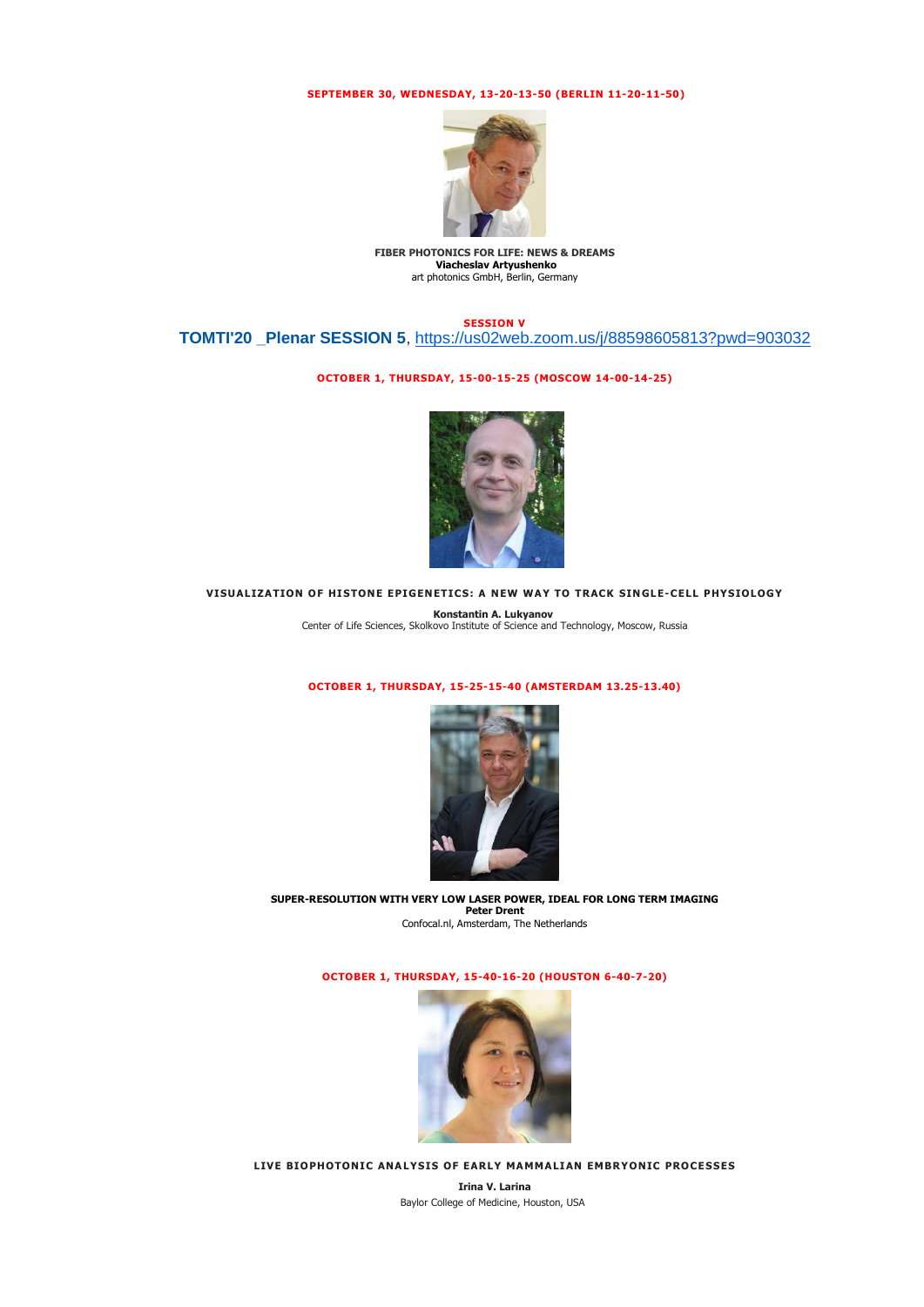**SEPTEMBER 30, WEDNESDAY, 13-20-13-50 (BERLIN 11-20-11-50)**

**FIBER PHOTONICS FOR LIFE: NEWS & DREAMS**
**Viacheslav Artyushenko**
art photonics GmbH, Berlin, Germany

**SESSION V**

## TOMTI'20 _Plenar SESSION 5, https://us02web.zoom.us/j/88598605813?pwd=903032

**OCTOBER 1, THURSDAY, 15-00-15-25 (MOSCOW 14-00-14-25)**

**VISUALIZATION OF HISTONE EPIGENETICS: A NEW WAY TO TRACK SINGLE-CELL PHYSIOLOGY**

**Konstantin A. Lukyanov**
Center of Life Sciences, Skolkovo Institute of Science and Technology, Moscow, Russia

**OCTOBER 1, THURSDAY, 15-25-15-40 (AMSTERDAM 13.25-13.40)**

**SUPER-RESOLUTION WITH VERY LOW LASER POWER, IDEAL FOR LONG TERM IMAGING**
**Peter Drent**
Confocal.nl, Amsterdam, The Netherlands

**OCTOBER 1, THURSDAY, 15-40-16-20 (HOUSTON 6-40-7-20)**

**LIVE BIOPHOTONIC ANALYSIS OF EARLY MAMMALIAN EMBRYONIC PROCESSES**

**Irina V. Larina**
Baylor College of Medicine, Houston, USA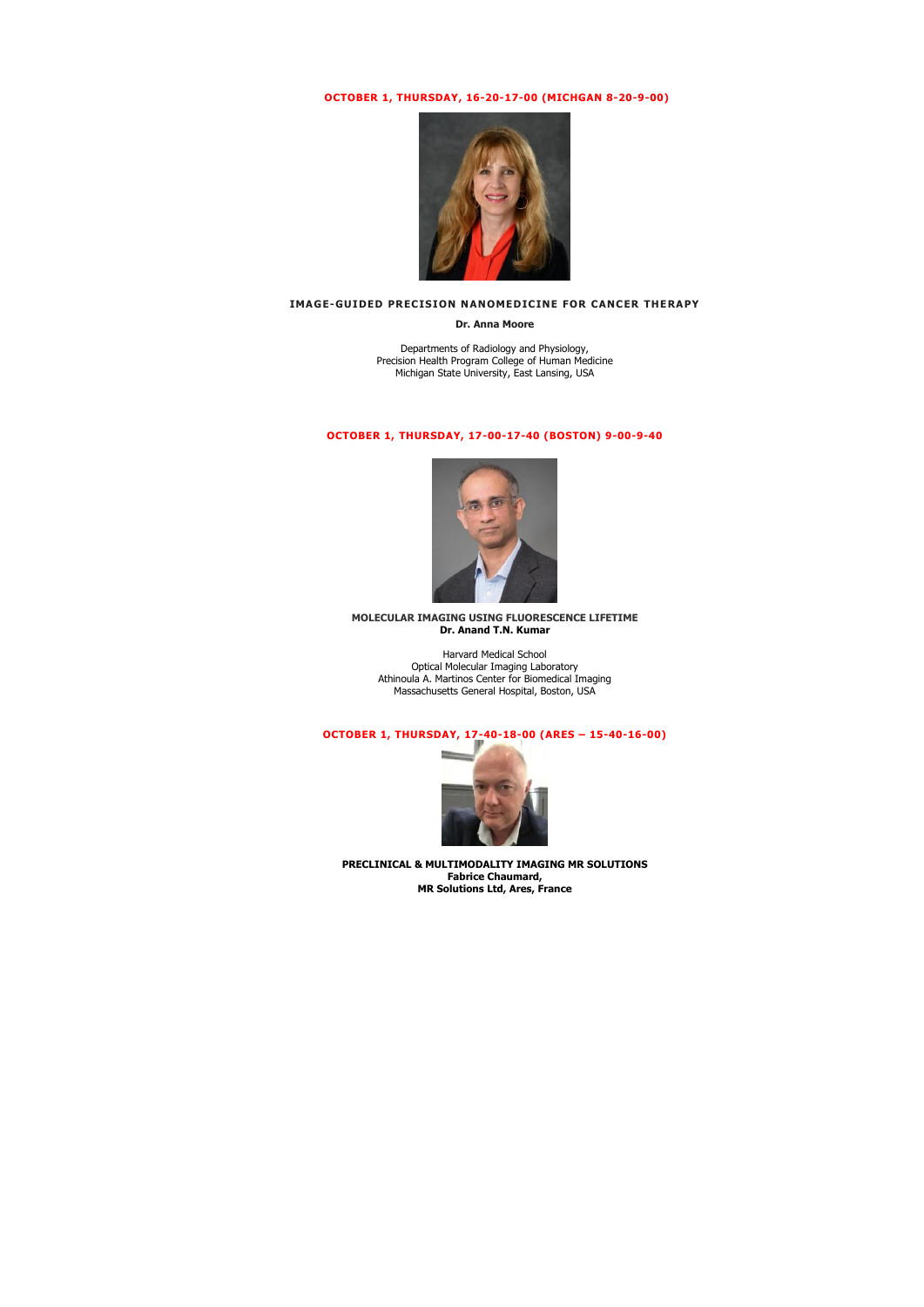**OCTOBER 1, THURSDAY, 16-20-17-00 (MICHGAN 8-20-9-00)**

### IMAGE-GUIDED PRECISION NANOMEDICINE FOR CANCER THERAPY

**Dr. Anna Moore**

Departments of Radiology and Physiology,
Precision Health Program College of Human Medicine
Michigan State University, East Lansing, USA

**OCTOBER 1, THURSDAY, 17-00-17-40 (BOSTON) 9-00-9-40**

### MOLECULAR IMAGING USING FLUORESCENCE LIFETIME

**Dr. Anand T.N. Kumar**

Harvard Medical School
Optical Molecular Imaging Laboratory
Athinoula A. Martinos Center for Biomedical Imaging
Massachusetts General Hospital, Boston, USA

**OCTOBER 1, THURSDAY, 17-40-18-00 (ARES – 15-40-16-00)**

### PRECLINICAL & MULTIMODALITY IMAGING MR SOLUTIONS

**Fabrice Chaumard,**
**MR Solutions Ltd, Ares, France**